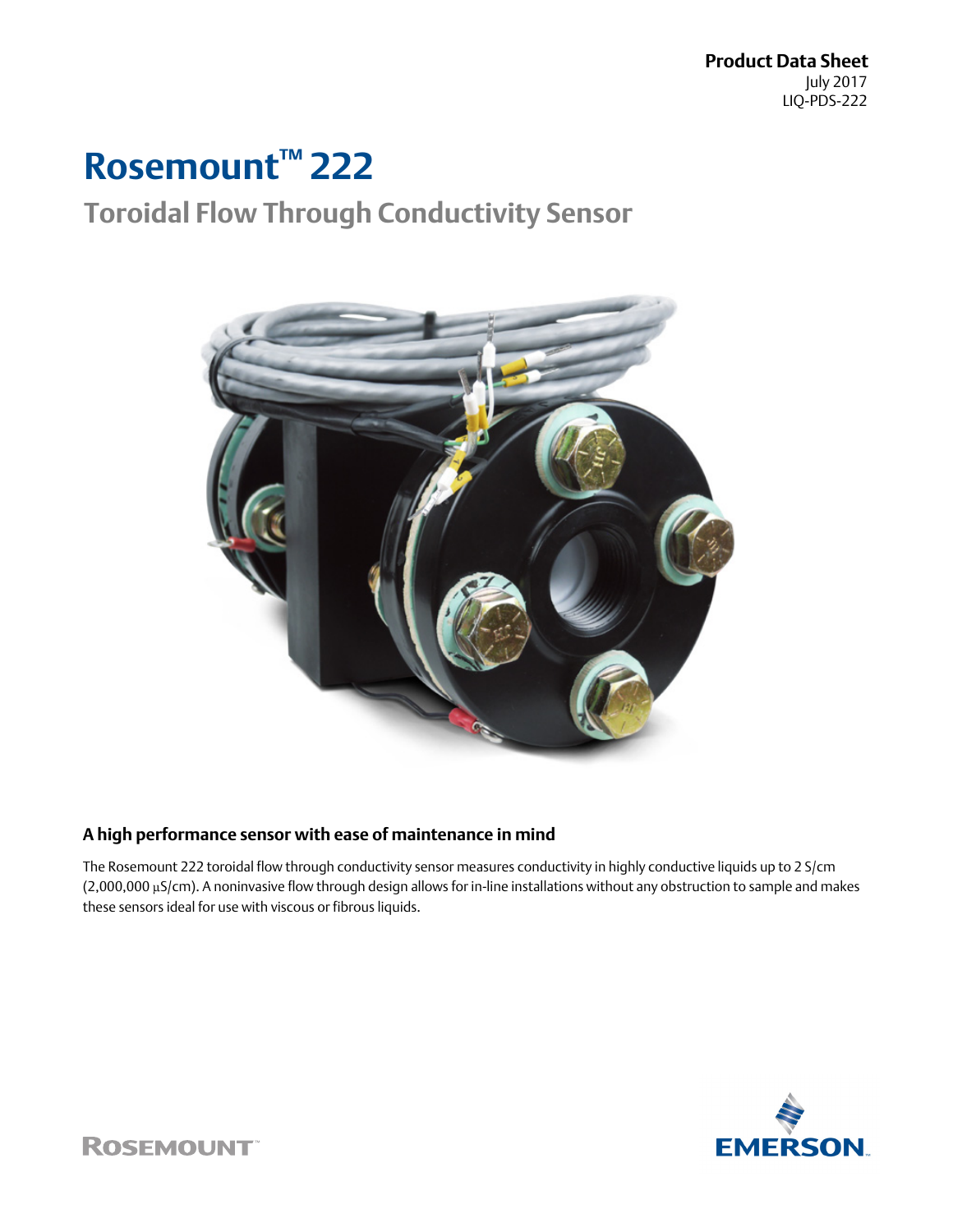Product Data Sheet
July 2017
LIQ-PDS-222

# Rosemount™ 222

## Toroidal Flow Through Conductivity Sensor

### A high performance sensor with ease of maintenance in mind

The Rosemount 222 toroidal flow through conductivity sensor measures conductivity in highly conductive liquids up to 2 S/cm (2,000,000 µS/cm). A noninvasive flow through design allows for in-line installations without any obstruction to sample and makes these sensors ideal for use with viscous or fibrous liquids.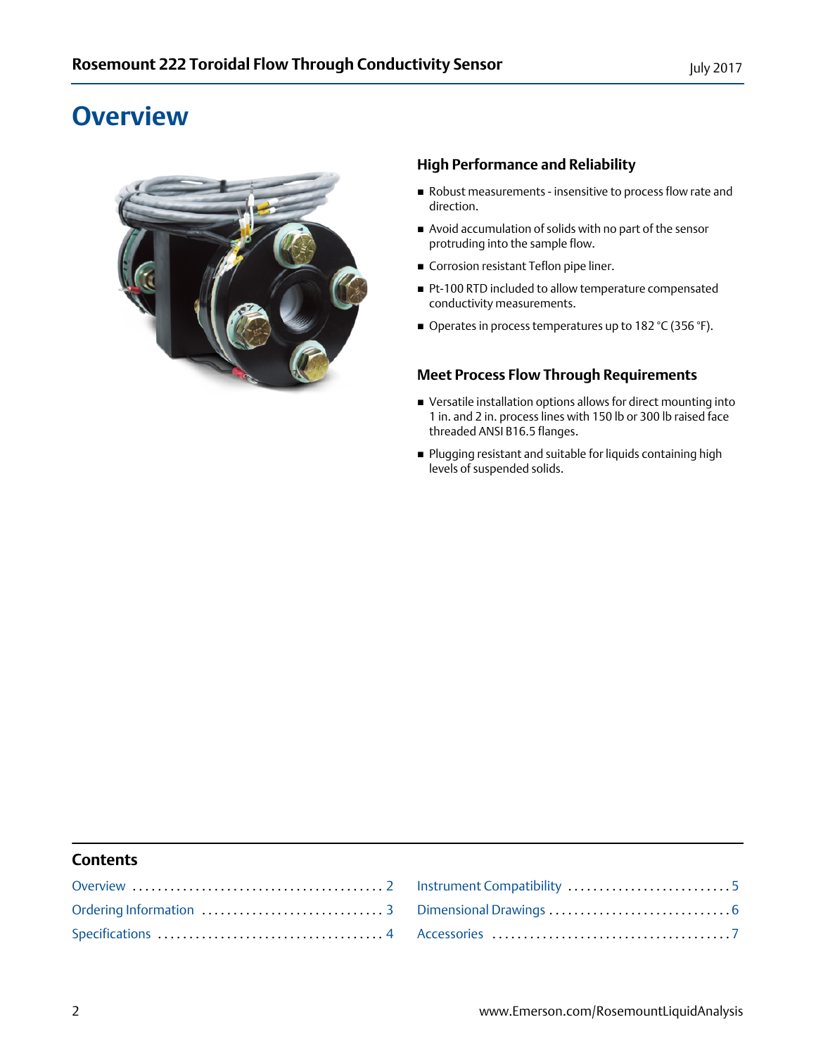# Overview

### High Performance and Reliability

- Robust measurements - insensitive to process flow rate and direction.
- Avoid accumulation of solids with no part of the sensor protruding into the sample flow.
- Corrosion resistant Teflon pipe liner.
- Pt-100 RTD included to allow temperature compensated conductivity measurements.
- Operates in process temperatures up to 182 °C (356 °F).

### Meet Process Flow Through Requirements

- Versatile installation options allows for direct mounting into 1 in. and 2 in. process lines with 150 lb or 300 lb raised face threaded ANSI B16.5 flanges.
- Plugging resistant and suitable for liquids containing high levels of suspended solids.

## Contents

Overview .......... 2
Ordering Information .......... 3
Specifications .......... 4
Instrument Compatibility .......... 5
Dimensional Drawings .......... 6
Accessories .......... 7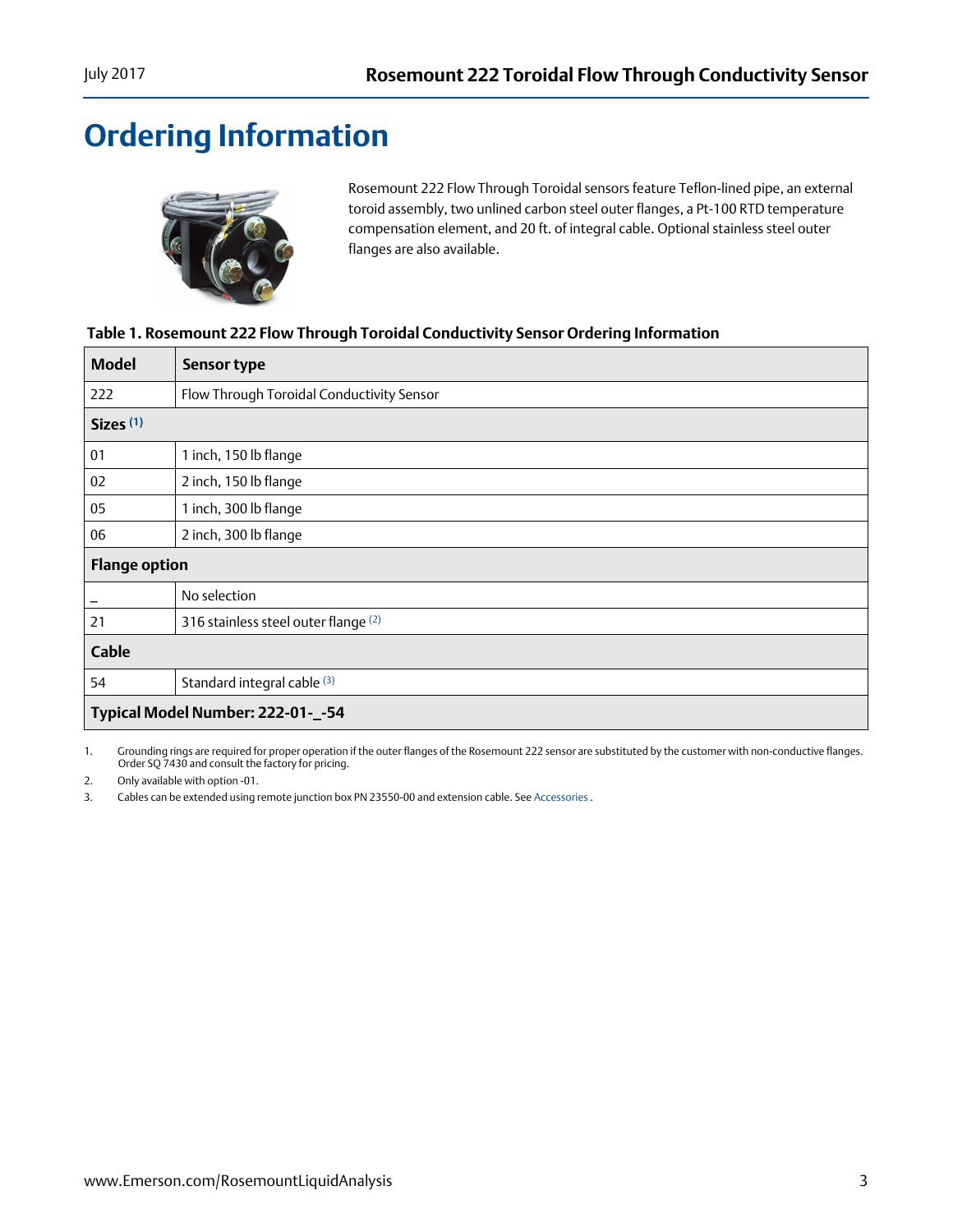# Ordering Information

Rosemount 222 Flow Through Toroidal sensors feature Teflon-lined pipe, an external toroid assembly, two unlined carbon steel outer flanges, a Pt-100 RTD temperature compensation element, and 20 ft. of integral cable. Optional stainless steel outer flanges are also available.

**Table 1. Rosemount 222 Flow Through Toroidal Conductivity Sensor Ordering Information**

| Model | Sensor type |
|---|---|
| 222 | Flow Through Toroidal Conductivity Sensor |
| **Sizes** [1] | |
| 01 | 1 inch, 150 lb flange |
| 02 | 2 inch, 150 lb flange |
| 05 | 1 inch, 300 lb flange |
| 06 | 2 inch, 300 lb flange |
| **Flange option** | |
| _ | No selection |
| 21 | 316 stainless steel outer flange [2] |
| **Cable** | |
| 54 | Standard integral cable [3] |
| **Typical Model Number: 222-01-_-54** | |

1. Grounding rings are required for proper operation if the outer flanges of the Rosemount 222 sensor are substituted by the customer with non-conductive flanges. Order SQ 7430 and consult the factory for pricing.
2. Only available with option -01.
3. Cables can be extended using remote junction box PN 23550-00 and extension cable. See Accessories .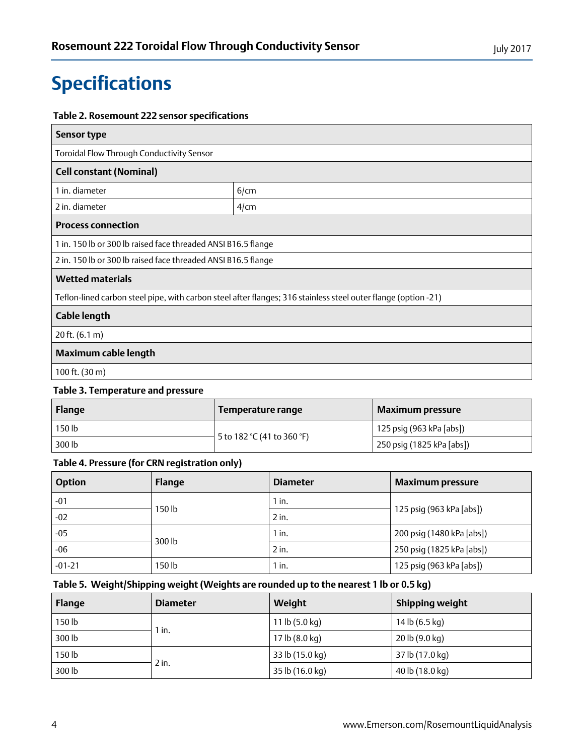# Specifications

**Table 2. Rosemount 222 sensor specifications**

| **Sensor type** | |
|---|---|
| Toroidal Flow Through Conductivity Sensor | |
| **Cell constant (Nominal)** | |
| 1 in. diameter | 6/cm |
| 2 in. diameter | 4/cm |
| **Process connection** | |
| 1 in. 150 lb or 300 lb raised face threaded ANSI B16.5 flange | |
| 2 in. 150 lb or 300 lb raised face threaded ANSI B16.5 flange | |
| **Wetted materials** | |
| Teflon-lined carbon steel pipe, with carbon steel after flanges; 316 stainless steel outer flange (option -21) | |
| **Cable length** | |
| 20 ft. (6.1 m) | |
| **Maximum cable length** | |
| 100 ft. (30 m) | |

**Table 3. Temperature and pressure**

| Flange | Temperature range | Maximum pressure |
|---|---|---|
| 150 lb | 5 to 182 °C (41 to 360 °F) | 125 psig (963 kPa [abs]) |
| 300 lb | | 250 psig (1825 kPa [abs]) |

**Table 4. Pressure (for CRN registration only)**

| Option | Flange | Diameter | Maximum pressure |
|---|---|---|---|
| -01 | 150 lb | 1 in. | 125 psig (963 kPa [abs]) |
| -02 | | 2 in. | |
| -05 | 300 lb | 1 in. | 200 psig (1480 kPa [abs]) |
| -06 | | 2 in. | 250 psig (1825 kPa [abs]) |
| -01-21 | 150 lb | 1 in. | 125 psig (963 kPa [abs]) |

**Table 5. Weight/Shipping weight (Weights are rounded up to the nearest 1 lb or 0.5 kg)**

| Flange | Diameter | Weight | Shipping weight |
|---|---|---|---|
| 150 lb | 1 in. | 11 lb (5.0 kg) | 14 lb (6.5 kg) |
| 300 lb | | 17 lb (8.0 kg) | 20 lb (9.0 kg) |
| 150 lb | 2 in. | 33 lb (15.0 kg) | 37 lb (17.0 kg) |
| 300 lb | | 35 lb (16.0 kg) | 40 lb (18.0 kg) |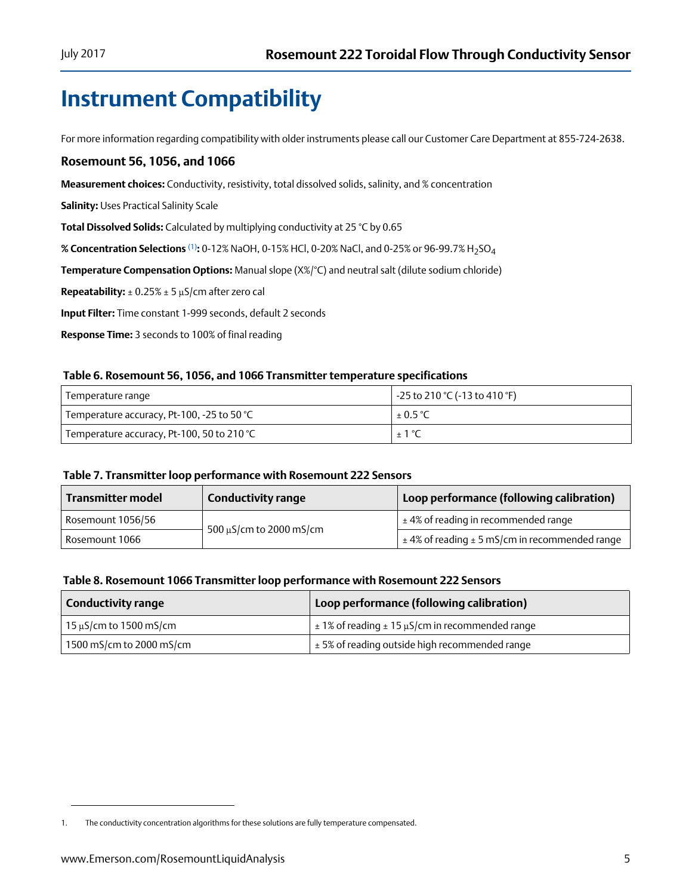# Instrument Compatibility

For more information regarding compatibility with older instruments please call our Customer Care Department at 855-724-2638.

## Rosemount 56, 1056, and 1066

**Measurement choices:** Conductivity, resistivity, total dissolved solids, salinity, and % concentration

**Salinity:** Uses Practical Salinity Scale

**Total Dissolved Solids:** Calculated by multiplying conductivity at 25 °C by 0.65

**% Concentration Selections** [1]**:** 0-12% NaOH, 0-15% HCl, 0-20% NaCl, and 0-25% or 96-99.7% $H_2SO_4$

**Temperature Compensation Options:** Manual slope (X%/°C) and neutral salt (dilute sodium chloride)

**Repeatability:** ± 0.25% ± 5 µS/cm after zero cal

**Input Filter:** Time constant 1-999 seconds, default 2 seconds

**Response Time:** 3 seconds to 100% of final reading

**Table 6. Rosemount 56, 1056, and 1066 Transmitter temperature specifications**

| | |
|---|---|
| Temperature range | -25 to 210 °C (-13 to 410 °F) |
| Temperature accuracy, Pt-100, -25 to 50 °C | ± 0.5 °C |
| Temperature accuracy, Pt-100, 50 to 210 °C | ± 1 °C |

**Table 7. Transmitter loop performance with Rosemount 222 Sensors**

| Transmitter model | Conductivity range | Loop performance (following calibration) |
|---|---|---|
| Rosemount 1056/56 | 500 µS/cm to 2000 mS/cm | ± 4% of reading in recommended range |
| Rosemount 1066 | | ± 4% of reading ± 5 mS/cm in recommended range |

**Table 8. Rosemount 1066 Transmitter loop performance with Rosemount 222 Sensors**

| Conductivity range | Loop performance (following calibration) |
|---|---|
| 15 µS/cm to 1500 mS/cm | ± 1% of reading ± 15 µS/cm in recommended range |
| 1500 mS/cm to 2000 mS/cm | ± 5% of reading outside high recommended range |

1. The conductivity concentration algorithms for these solutions are fully temperature compensated.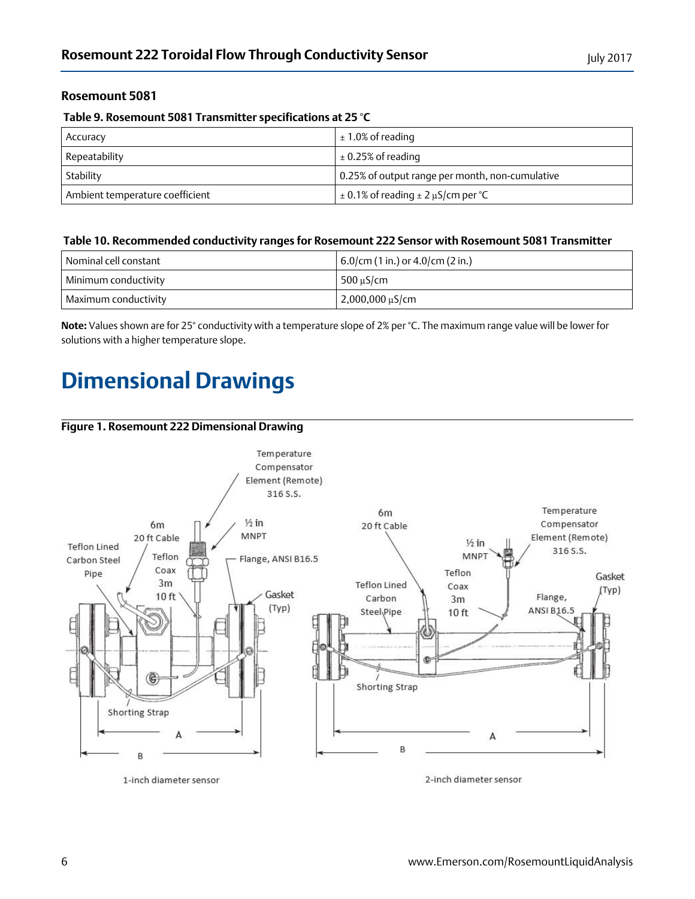### Rosemount 5081

**Table 9. Rosemount 5081 Transmitter specifications at 25 °C**

| | |
|---|---|
| Accuracy | ± 1.0% of reading |
| Repeatability | ± 0.25% of reading |
| Stability | 0.25% of output range per month, non-cumulative |
| Ambient temperature coefficient | ± 0.1% of reading ± 2 μS/cm per °C |

**Table 10. Recommended conductivity ranges for Rosemount 222 Sensor with Rosemount 5081 Transmitter**

| | |
|---|---|
| Nominal cell constant | 6.0/cm (1 in.) or 4.0/cm (2 in.) |
| Minimum conductivity | 500 μS/cm |
| Maximum conductivity | 2,000,000 μS/cm |

**Note:** Values shown are for 25° conductivity with a temperature slope of 2% per °C. The maximum range value will be lower for solutions with a higher temperature slope.

# Dimensional Drawings

**Figure 1. Rosemount 222 Dimensional Drawing**

1-inch diameter sensor

2-inch diameter sensor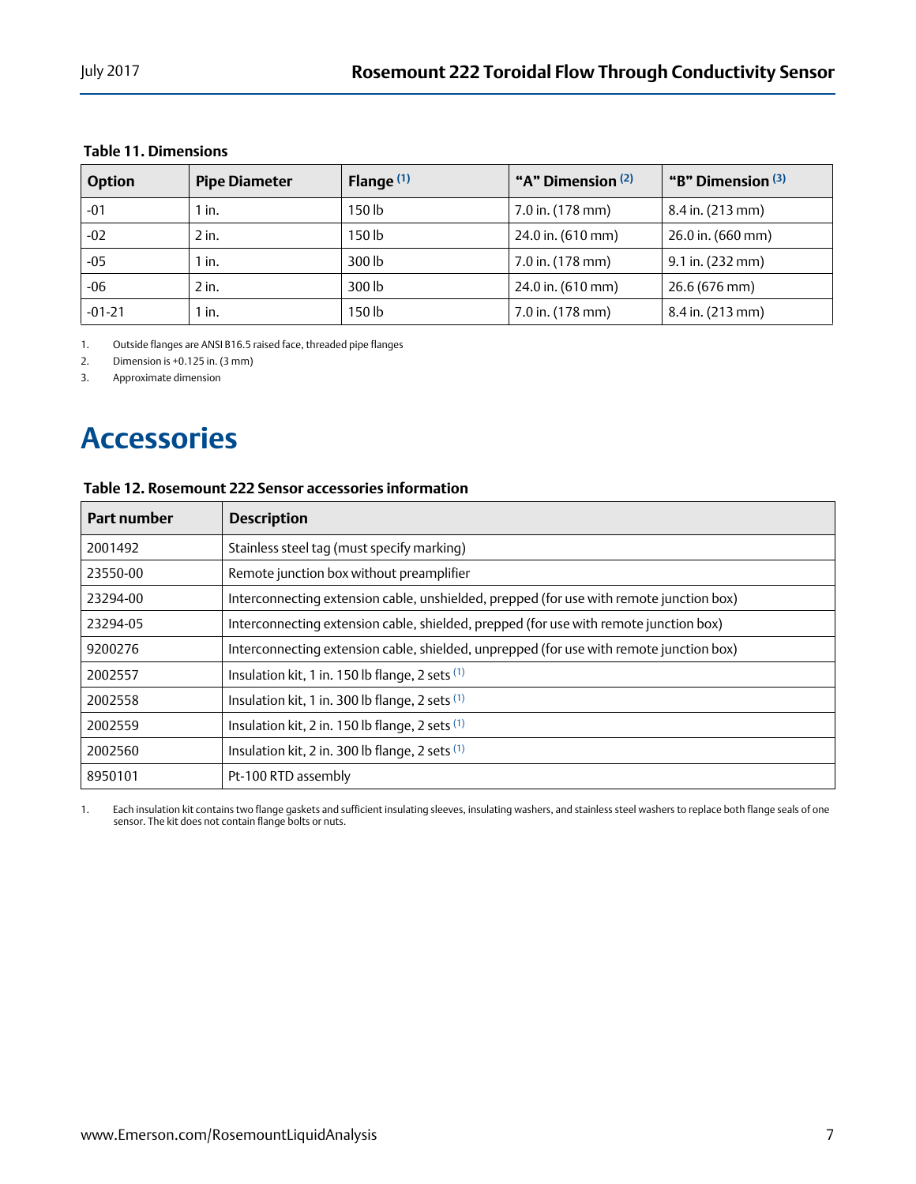**Table 11. Dimensions**

| Option | Pipe Diameter | Flange [1] | "A" Dimension [2] | "B" Dimension [3] |
|---|---|---|---|---|
| -01 | 1 in. | 150 lb | 7.0 in. (178 mm) | 8.4 in. (213 mm) |
| -02 | 2 in. | 150 lb | 24.0 in. (610 mm) | 26.0 in. (660 mm) |
| -05 | 1 in. | 300 lb | 7.0 in. (178 mm) | 9.1 in. (232 mm) |
| -06 | 2 in. | 300 lb | 24.0 in. (610 mm) | 26.6 (676 mm) |
| -01-21 | 1 in. | 150 lb | 7.0 in. (178 mm) | 8.4 in. (213 mm) |

1. Outside flanges are ANSI B16.5 raised face, threaded pipe flanges
2. Dimension is +0.125 in. (3 mm)
3. Approximate dimension

# Accessories

**Table 12. Rosemount 222 Sensor accessories information**

| Part number | Description |
|---|---|
| 2001492 | Stainless steel tag (must specify marking) |
| 23550-00 | Remote junction box without preamplifier |
| 23294-00 | Interconnecting extension cable, unshielded, prepped (for use with remote junction box) |
| 23294-05 | Interconnecting extension cable, shielded, prepped (for use with remote junction box) |
| 9200276 | Interconnecting extension cable, shielded, unprepped (for use with remote junction box) |
| 2002557 | Insulation kit, 1 in. 150 lb flange, 2 sets [1] |
| 2002558 | Insulation kit, 1 in. 300 lb flange, 2 sets [1] |
| 2002559 | Insulation kit, 2 in. 150 lb flange, 2 sets [1] |
| 2002560 | Insulation kit, 2 in. 300 lb flange, 2 sets [1] |
| 8950101 | Pt-100 RTD assembly |

1. Each insulation kit contains two flange gaskets and sufficient insulating sleeves, insulating washers, and stainless steel washers to replace both flange seals of one sensor. The kit does not contain flange bolts or nuts.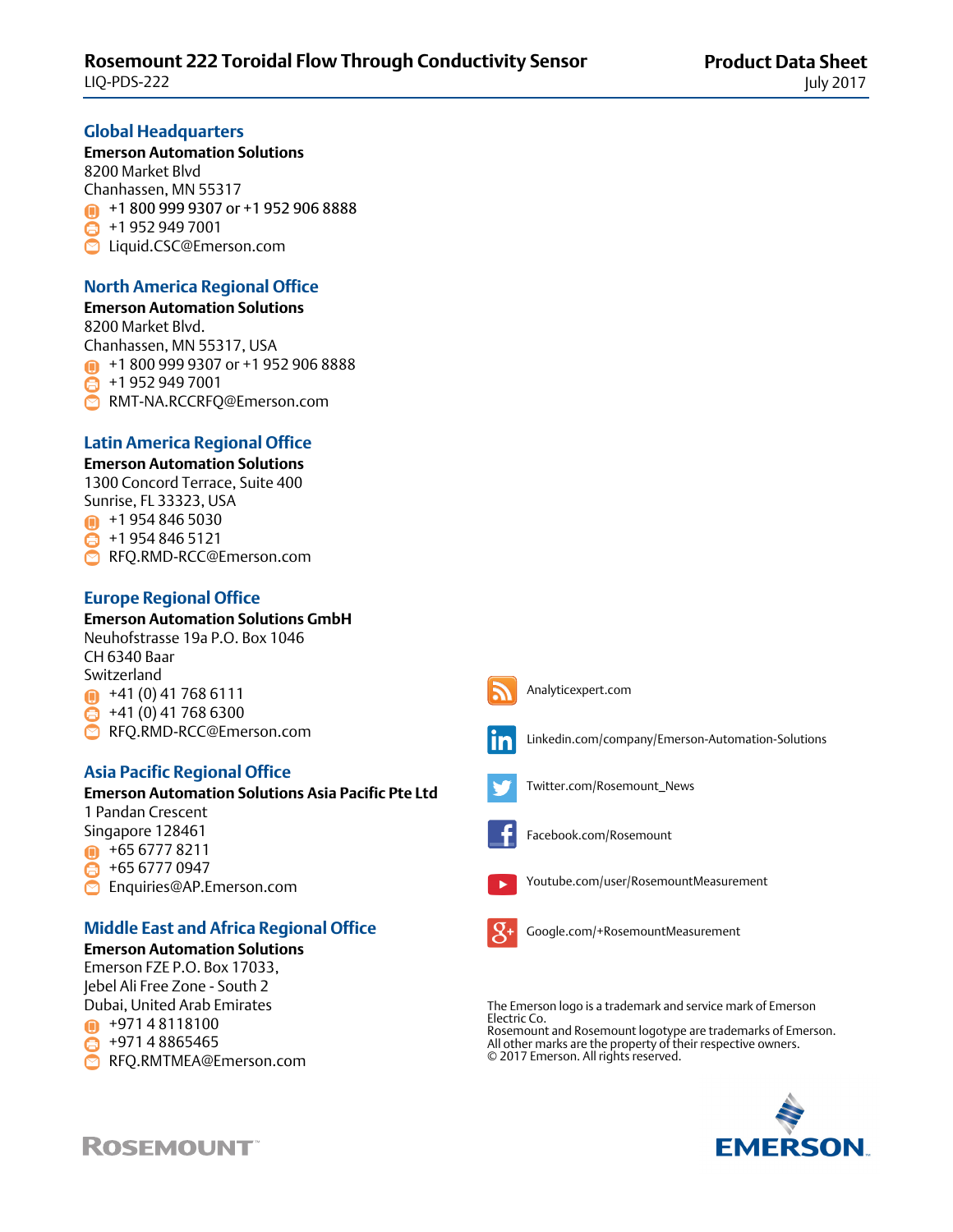## Global Headquarters

**Emerson Automation Solutions**
8200 Market Blvd
Chanhassen, MN 55317
+1 800 999 9307 or +1 952 906 8888
+1 952 949 7001
Liquid.CSC@Emerson.com

## North America Regional Office

**Emerson Automation Solutions**
8200 Market Blvd.
Chanhassen, MN 55317, USA
+1 800 999 9307 or +1 952 906 8888
+1 952 949 7001
RMT-NA.RCCRFQ@Emerson.com

## Latin America Regional Office

**Emerson Automation Solutions**
1300 Concord Terrace, Suite 400
Sunrise, FL 33323, USA
+1 954 846 5030
+1 954 846 5121
RFQ.RMD-RCC@Emerson.com

## Europe Regional Office

**Emerson Automation Solutions GmbH**
Neuhofstrasse 19a P.O. Box 1046
CH 6340 Baar
Switzerland
+41 (0) 41 768 6111
+41 (0) 41 768 6300
RFQ.RMD-RCC@Emerson.com

## Asia Pacific Regional Office

**Emerson Automation Solutions Asia Pacific Pte Ltd**
1 Pandan Crescent
Singapore 128461
+65 6777 8211
+65 6777 0947
Enquiries@AP.Emerson.com

## Middle East and Africa Regional Office

**Emerson Automation Solutions**
Emerson FZE P.O. Box 17033,
Jebel Ali Free Zone - South 2
Dubai, United Arab Emirates
+971 4 8118100
+971 4 8865465
RFQ.RMTMEA@Emerson.com

Analyticexpert.com

Linkedin.com/company/Emerson-Automation-Solutions

Twitter.com/Rosemount_News

Facebook.com/Rosemount

Youtube.com/user/RosemountMeasurement

Google.com/+RosemountMeasurement

The Emerson logo is a trademark and service mark of Emerson Electric Co.
Rosemount and Rosemount logotype are trademarks of Emerson.
All other marks are the property of their respective owners.
© 2017 Emerson. All rights reserved.

ROSEMOUNT™

EMERSON